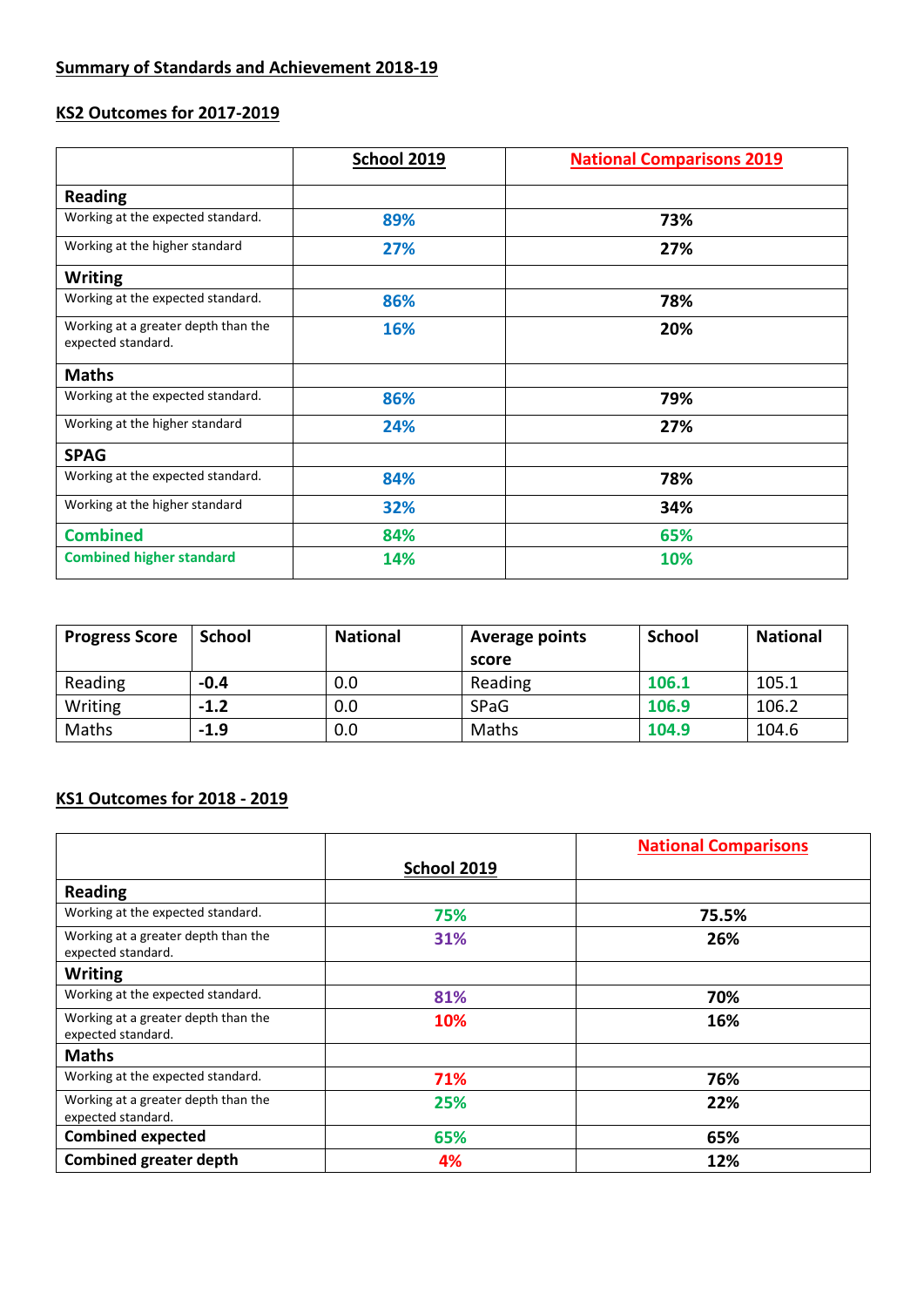**Summary of Standards and Achievement 2018-19**

**KS2 Outcomes for 2017-2019**

| | **School 2019** | **National Comparisons 2019** |
|---|---|---|
| **Reading** | | |
| Working at the expected standard. | 89% | 73% |
| Working at the higher standard | 27% | 27% |
| **Writing** | | |
| Working at the expected standard. | 86% | 78% |
| Working at a greater depth than the expected standard. | 16% | 20% |
| **Maths** | | |
| Working at the expected standard. | 86% | 79% |
| Working at the higher standard | 24% | 27% |
| **SPAG** | | |
| Working at the expected standard. | 84% | 78% |
| Working at the higher standard | 32% | 34% |
| **Combined** | 84% | 65% |
| **Combined higher standard** | 14% | 10% |

| Progress Score | School | National | Average points score | School | National |
|---|---|---|---|---|---|
| Reading | -0.4 | 0.0 | Reading | 106.1 | 105.1 |
| Writing | -1.2 | 0.0 | SPaG | 106.9 | 106.2 |
| Maths | -1.9 | 0.0 | Maths | 104.9 | 104.6 |

**KS1 Outcomes for 2018 - 2019**

| | **School 2019** | **National Comparisons** |
|---|---|---|
| **Reading** | | |
| Working at the expected standard. | 75% | 75.5% |
| Working at a greater depth than the expected standard. | 31% | 26% |
| **Writing** | | |
| Working at the expected standard. | 81% | 70% |
| Working at a greater depth than the expected standard. | 10% | 16% |
| **Maths** | | |
| Working at the expected standard. | 71% | 76% |
| Working at a greater depth than the expected standard. | 25% | 22% |
| **Combined expected** | 65% | 65% |
| **Combined greater depth** | 4% | 12% |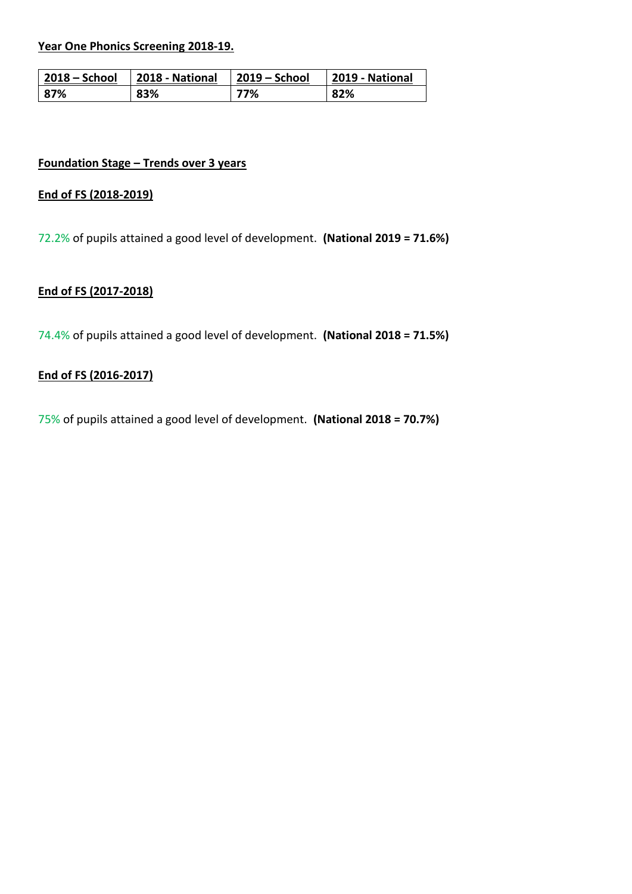**Year One Phonics Screening 2018-19.**

| 2018 – School | 2018 - National | 2019 – School | 2019 - National |
|---|---|---|---|
| **87%** | **83%** | **77%** | **82%** |

**Foundation Stage – Trends over 3 years**

**End of FS (2018-2019)**

72.2% of pupils attained a good level of development. **(National 2019 = 71.6%)**

**End of FS (2017-2018)**

74.4% of pupils attained a good level of development. **(National 2018 = 71.5%)**

**End of FS (2016-2017)**

75% of pupils attained a good level of development. **(National 2018 = 70.7%)**